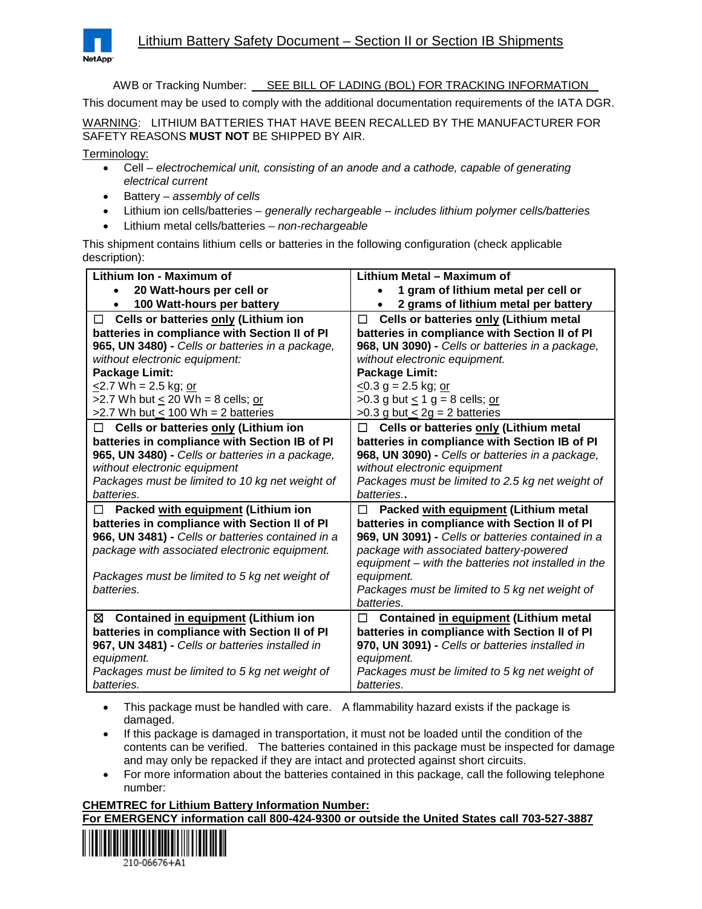# Lithium Battery Safety Document – Section II or Section IB Shipments

AWB or Tracking Number: SEE BILL OF LADING (BOL) FOR TRACKING INFORMATION

This document may be used to comply with the additional documentation requirements of the IATA DGR.

WARNING: LITHIUM BATTERIES THAT HAVE BEEN RECALLED BY THE MANUFACTURER FOR SAFETY REASONS **MUST NOT** BE SHIPPED BY AIR.

Terminology:

- Cell – *electrochemical unit, consisting of an anode and a cathode, capable of generating electrical current*
- Battery – *assembly of cells*
- Lithium ion cells/batteries – *generally rechargeable – includes lithium polymer cells/batteries*
- Lithium metal cells/batteries – *non-rechargeable*

This shipment contains lithium cells or batteries in the following configuration (check applicable description):

| **Lithium Ion - Maximum of**<br>• **20 Watt-hours per cell or**<br>• **100 Watt-hours per battery** | **Lithium Metal – Maximum of**<br>• **1 gram of lithium metal per cell or**<br>• **2 grams of lithium metal per battery** |
|---|---|
| ☐ **Cells or batteries only (Lithium ion batteries in compliance with Section II of PI 965, UN 3480) -** *Cells or batteries in a package, without electronic equipment:*<br>**Package Limit:**<br>≤2.7 Wh = 2.5 kg; or<br>>2.7 Wh but ≤ 20 Wh = 8 cells; or<br>>2.7 Wh but ≤ 100 Wh = 2 batteries | ☐ **Cells or batteries only (Lithium metal batteries in compliance with Section II of PI 968, UN 3090) -** *Cells or batteries in a package, without electronic equipment.*<br>**Package Limit:**<br>≤0.3 g = 2.5 kg; or<br>>0.3 g but ≤ 1 g = 8 cells; or<br>>0.3 g but ≤ 2g = 2 batteries |
| ☐ **Cells or batteries only (Lithium ion batteries in compliance with Section IB of PI 965, UN 3480) -** *Cells or batteries in a package, without electronic equipment*<br>*Packages must be limited to 10 kg net weight of batteries.* | ☐ **Cells or batteries only (Lithium metal batteries in compliance with Section IB of PI 968, UN 3090) -** *Cells or batteries in a package, without electronic equipment*<br>*Packages must be limited to 2.5 kg net weight of batteries.*. |
| ☐ **Packed with equipment (Lithium ion batteries in compliance with Section II of PI 966, UN 3481) -** *Cells or batteries contained in a package with associated electronic equipment.*<br><br>*Packages must be limited to 5 kg net weight of batteries.* | ☐ **Packed with equipment (Lithium metal batteries in compliance with Section II of PI 969, UN 3091) -** *Cells or batteries contained in a package with associated battery-powered equipment – with the batteries not installed in the equipment.*<br>*Packages must be limited to 5 kg net weight of batteries.* |
| ☒ **Contained in equipment (Lithium ion batteries in compliance with Section II of PI 967, UN 3481) -** *Cells or batteries installed in equipment.*<br>*Packages must be limited to 5 kg net weight of batteries.* | ☐ **Contained in equipment (Lithium metal batteries in compliance with Section II of PI 970, UN 3091) -** *Cells or batteries installed in equipment.*<br>*Packages must be limited to 5 kg net weight of batteries.* |

- This package must be handled with care. A flammability hazard exists if the package is damaged.
- If this package is damaged in transportation, it must not be loaded until the condition of the contents can be verified. The batteries contained in this package must be inspected for damage and may only be repacked if they are intact and protected against short circuits.
- For more information about the batteries contained in this package, call the following telephone number:

**CHEMTREC for Lithium Battery Information Number:**
**For EMERGENCY information call 800-424-9300 or outside the United States call 703-527-3887**

210-06676+A1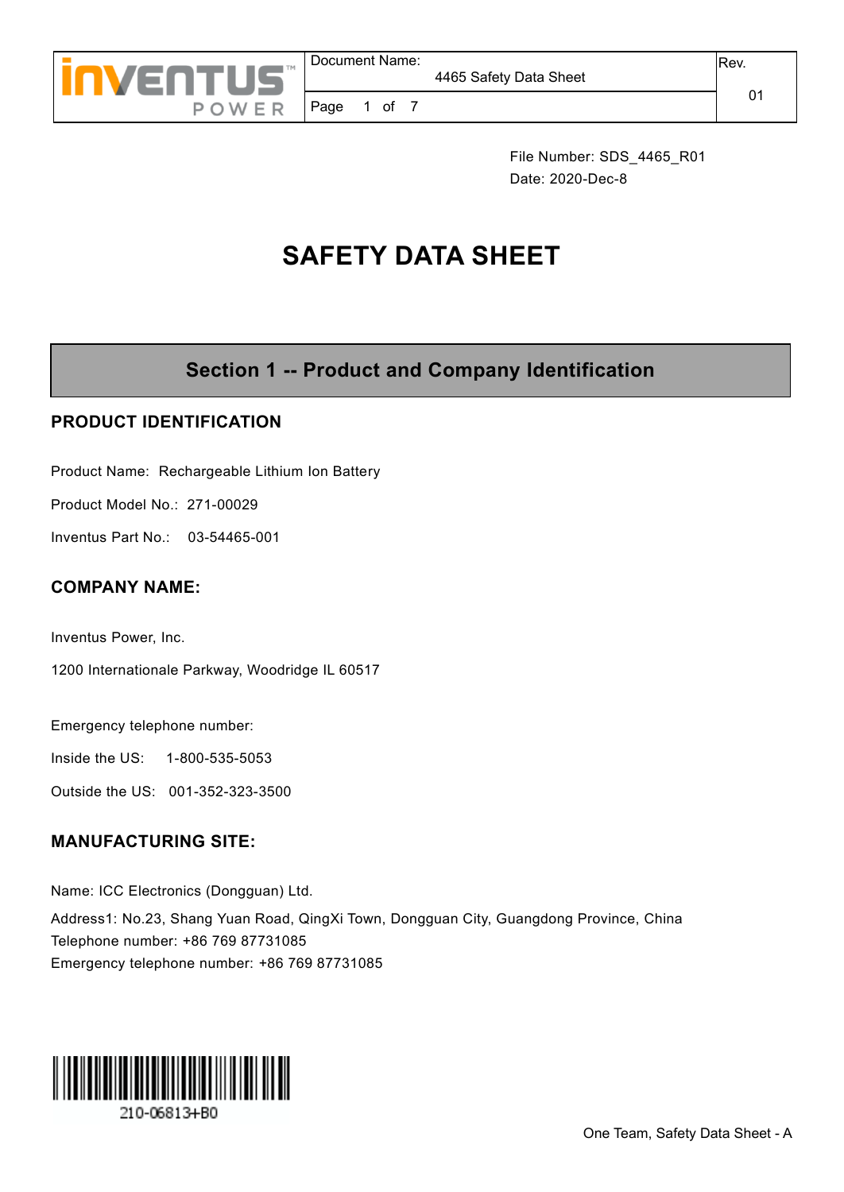File Number: SDS_4465_R01

Date: 2020-Dec-8

# SAFETY DATA SHEET

## Section 1 -- Product and Company Identification

### PRODUCT IDENTIFICATION

Product Name: Rechargeable Lithium Ion Battery

Product Model No.: 271-00029

Inventus Part No.: 03-54465-001

### COMPANY NAME:

Inventus Power, Inc.

1200 Internationale Parkway, Woodridge IL 60517

Emergency telephone number:

Inside the US: 1-800-535-5053

Outside the US: 001-352-323-3500

### MANUFACTURING SITE:

Name: ICC Electronics (Dongguan) Ltd.

Address1: No.23, Shang Yuan Road, QingXi Town, Dongguan City, Guangdong Province, China

Telephone number: +86 769 87731085

Emergency telephone number: +86 769 87731085

210-06813+B0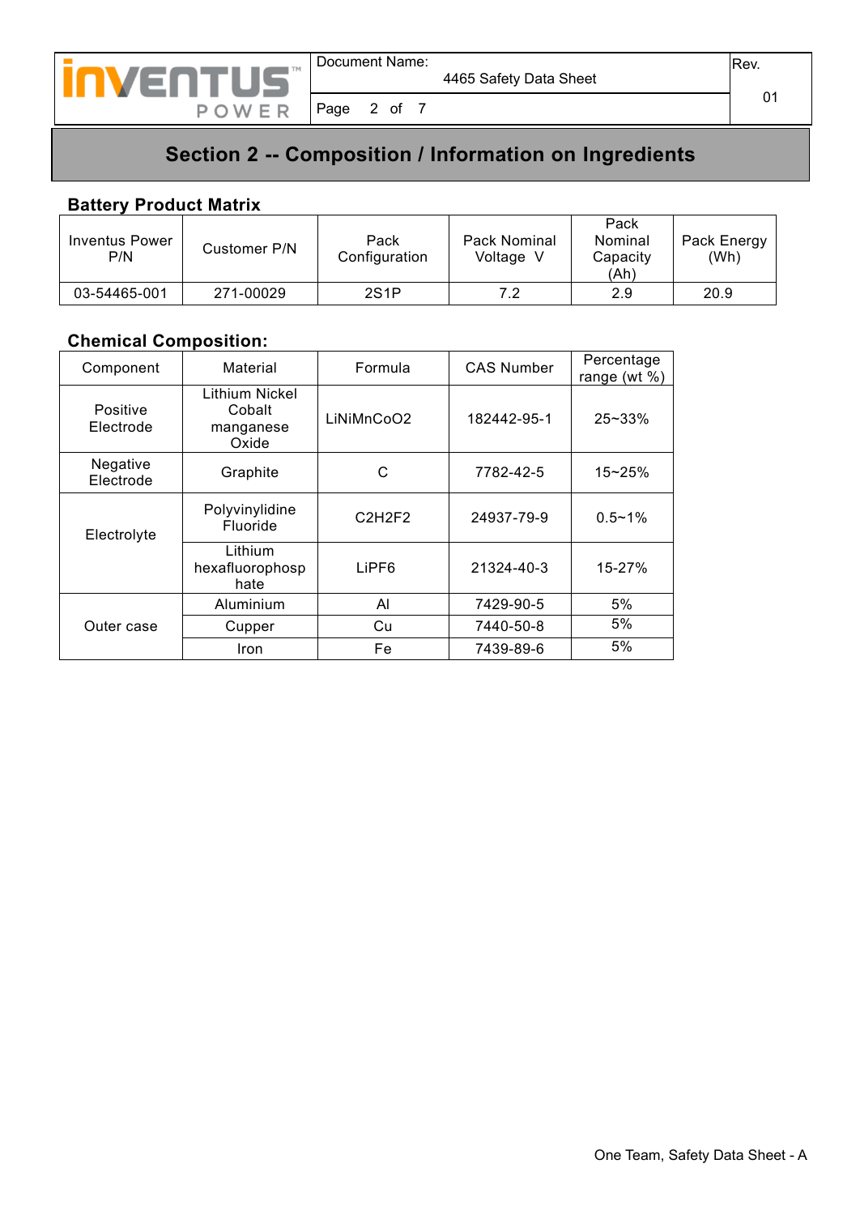## Section 2 -- Composition / Information on Ingredients

### Battery Product Matrix

| Inventus Power P/N | Customer P/N | Pack Configuration | Pack Nominal Voltage V | Pack Nominal Capacity (Ah) | Pack Energy (Wh) |
|---|---|---|---|---|---|
| 03-54465-001 | 271-00029 | 2S1P | 7.2 | 2.9 | 20.9 |

### Chemical Composition:

| Component | Material | Formula | CAS Number | Percentage range (wt %) |
|---|---|---|---|---|
| Positive Electrode | Lithium Nickel Cobalt manganese Oxide | LiNiMnCoO2 | 182442-95-1 | 25~33% |
| Negative Electrode | Graphite | C | 7782-42-5 | 15~25% |
| Electrolyte | Polyvinylidine Fluoride | C2H2F2 | 24937-79-9 | 0.5~1% |
| | Lithium hexafluorophosphate | LiPF6 | 21324-40-3 | 15-27% |
| Outer case | Aluminium | Al | 7429-90-5 | 5% |
| | Cupper | Cu | 7440-50-8 | 5% |
| | Iron | Fe | 7439-89-6 | 5% |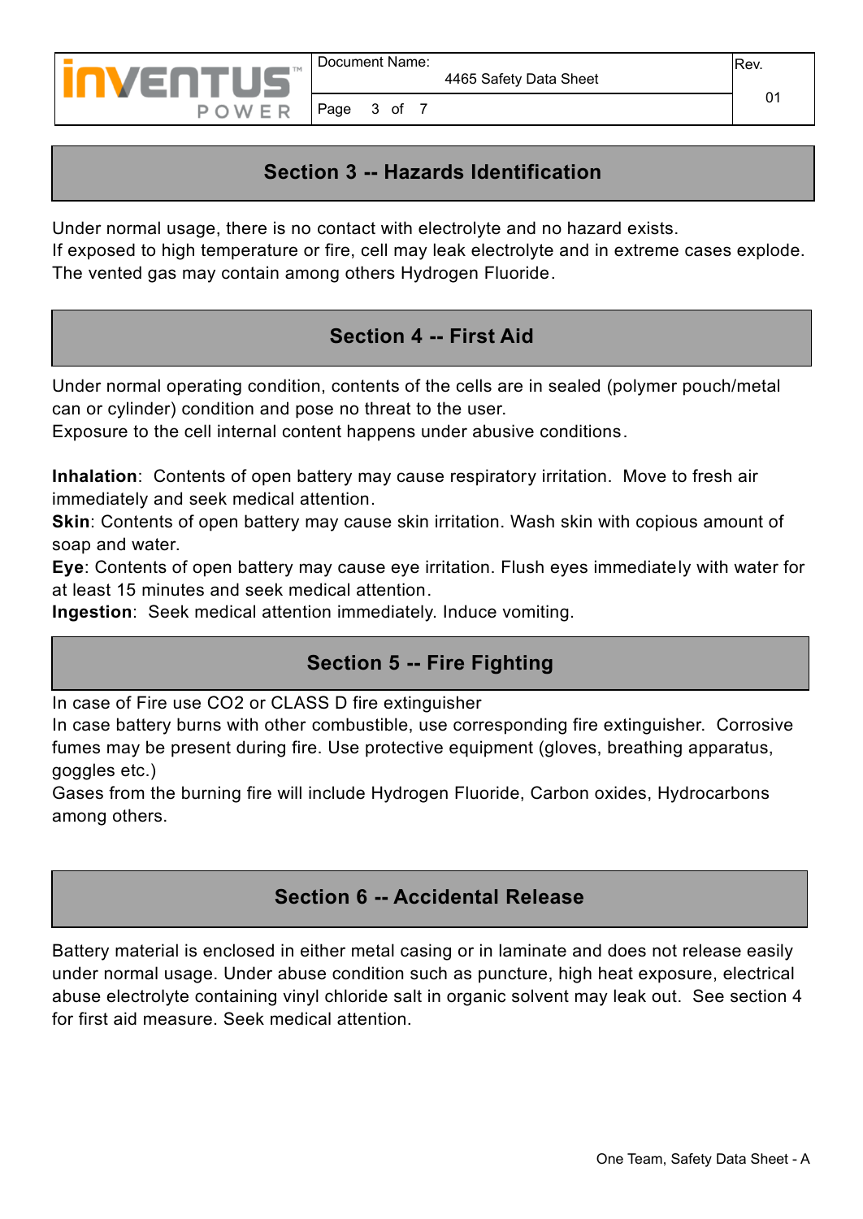## Section 3 -- Hazards Identification

Under normal usage, there is no contact with electrolyte and no hazard exists.
If exposed to high temperature or fire, cell may leak electrolyte and in extreme cases explode.
The vented gas may contain among others Hydrogen Fluoride.

## Section 4 -- First Aid

Under normal operating condition, contents of the cells are in sealed (polymer pouch/metal can or cylinder) condition and pose no threat to the user.
Exposure to the cell internal content happens under abusive conditions.

**Inhalation**: Contents of open battery may cause respiratory irritation. Move to fresh air immediately and seek medical attention.
**Skin**: Contents of open battery may cause skin irritation. Wash skin with copious amount of soap and water.
**Eye**: Contents of open battery may cause eye irritation. Flush eyes immediately with water for at least 15 minutes and seek medical attention.
**Ingestion**: Seek medical attention immediately. Induce vomiting.

## Section 5 -- Fire Fighting

In case of Fire use $CO_2$ or CLASS D fire extinguisher
In case battery burns with other combustible, use corresponding fire extinguisher. Corrosive fumes may be present during fire. Use protective equipment (gloves, breathing apparatus, goggles etc.)
Gases from the burning fire will include Hydrogen Fluoride, Carbon oxides, Hydrocarbons among others.

## Section 6 -- Accidental Release

Battery material is enclosed in either metal casing or in laminate and does not release easily under normal usage. Under abuse condition such as puncture, high heat exposure, electrical abuse electrolyte containing vinyl chloride salt in organic solvent may leak out. See section 4 for first aid measure. Seek medical attention.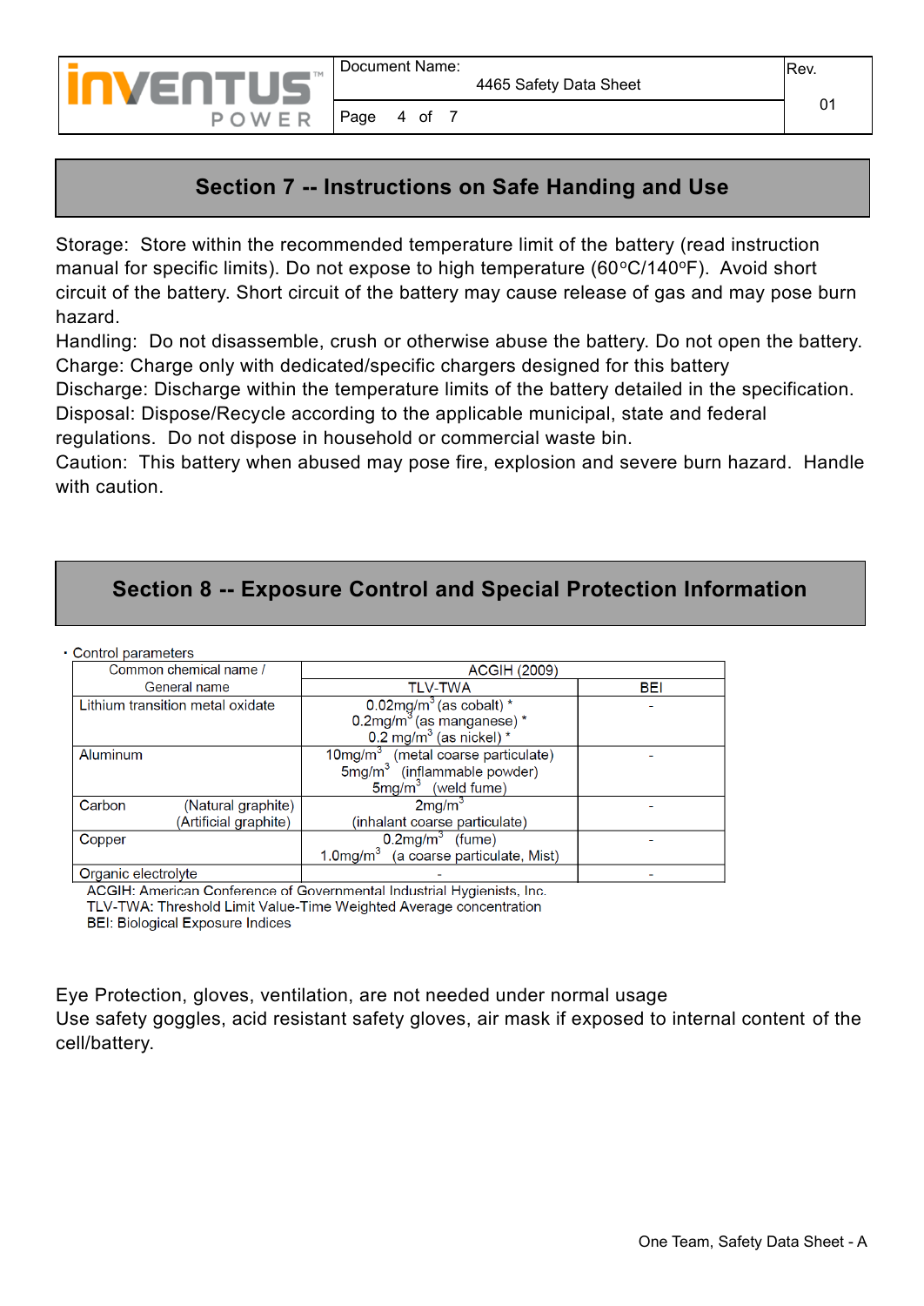## Section 7 -- Instructions on Safe Handing and Use

Storage: Store within the recommended temperature limit of the battery (read instruction manual for specific limits). Do not expose to high temperature (60ºC/140ºF). Avoid short circuit of the battery. Short circuit of the battery may cause release of gas and may pose burn hazard.
Handling: Do not disassemble, crush or otherwise abuse the battery. Do not open the battery.
Charge: Charge only with dedicated/specific chargers designed for this battery
Discharge: Discharge within the temperature limits of the battery detailed in the specification.
Disposal: Dispose/Recycle according to the applicable municipal, state and federal regulations. Do not dispose in household or commercial waste bin.
Caution: This battery when abused may pose fire, explosion and severe burn hazard. Handle with caution.

## Section 8 -- Exposure Control and Special Protection Information

・Control parameters

| Common chemical name / General name | ACGIH (2009) | |
|---|---|---|
| | TLV-TWA | BEI |
| Lithium transition metal oxidate | 0.02mg/m$^3$ (as cobalt) * <br> 0.2mg/m$^3$ (as manganese) * <br> 0.2 mg/m$^3$ (as nickel) * | - |
| Aluminum | 10mg/m$^3$ (metal coarse particulate) <br> 5mg/m$^3$ (inflammable powder) <br> 5mg/m$^3$ (weld fume) | - |
| Carbon (Natural graphite) (Artificial graphite) | 2mg/m$^3$ <br> (inhalant coarse particulate) | - |
| Copper | 0.2mg/m$^3$ (fume) <br> 1.0mg/m$^3$ (a coarse particulate, Mist) | - |
| Organic electrolyte | - | - |

ACGIH: American Conference of Governmental Industrial Hygienists, Inc.
TLV-TWA: Threshold Limit Value-Time Weighted Average concentration
BEI: Biological Exposure Indices

Eye Protection, gloves, ventilation, are not needed under normal usage
Use safety goggles, acid resistant safety gloves, air mask if exposed to internal content of the cell/battery.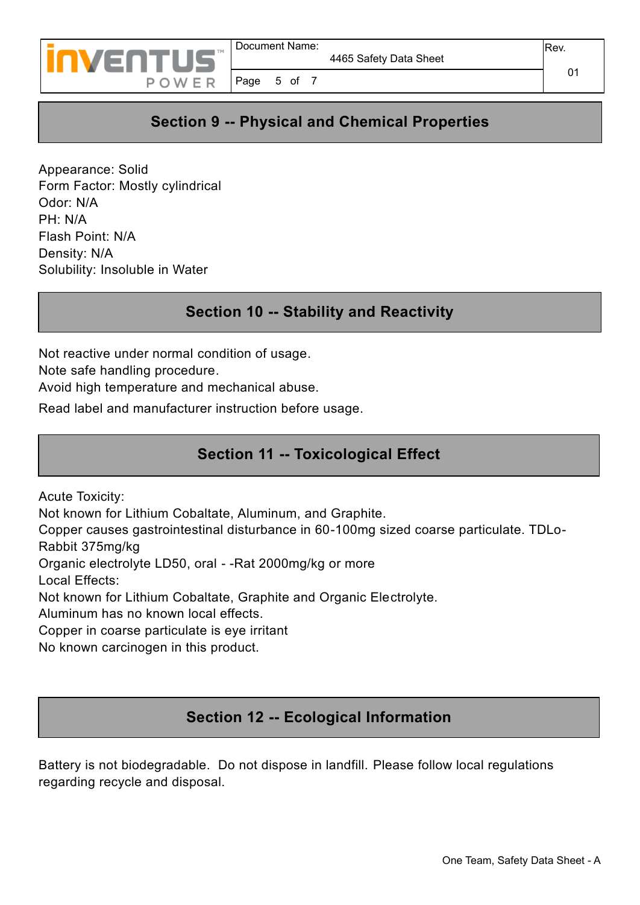## Section 9 -- Physical and Chemical Properties

Appearance: Solid
Form Factor: Mostly cylindrical
Odor: N/A
PH: N/A
Flash Point: N/A
Density: N/A
Solubility: Insoluble in Water

## Section 10 -- Stability and Reactivity

Not reactive under normal condition of usage.
Note safe handling procedure.
Avoid high temperature and mechanical abuse.
Read label and manufacturer instruction before usage.

## Section 11 -- Toxicological Effect

Acute Toxicity:
Not known for Lithium Cobaltate, Aluminum, and Graphite.
Copper causes gastrointestinal disturbance in 60-100mg sized coarse particulate. TDLo-Rabbit 375mg/kg
Organic electrolyte LD50, oral - -Rat 2000mg/kg or more
Local Effects:
Not known for Lithium Cobaltate, Graphite and Organic Electrolyte.
Aluminum has no known local effects.
Copper in coarse particulate is eye irritant
No known carcinogen in this product.

## Section 12 -- Ecological Information

Battery is not biodegradable. Do not dispose in landfill. Please follow local regulations regarding recycle and disposal.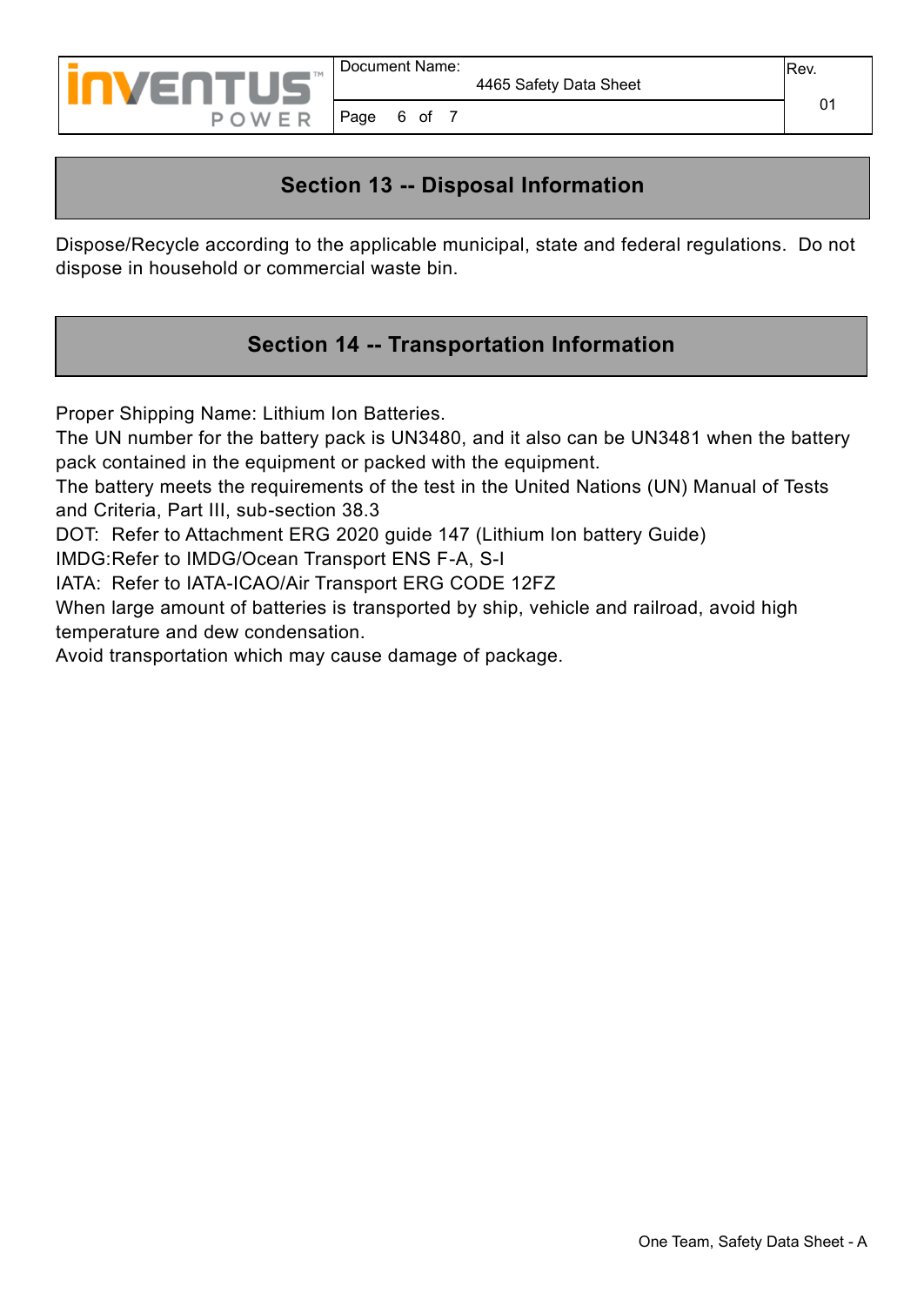## Section 13 -- Disposal Information

Dispose/Recycle according to the applicable municipal, state and federal regulations. Do not dispose in household or commercial waste bin.

## Section 14 -- Transportation Information

Proper Shipping Name: Lithium Ion Batteries.
The UN number for the battery pack is UN3480, and it also can be UN3481 when the battery pack contained in the equipment or packed with the equipment.
The battery meets the requirements of the test in the United Nations (UN) Manual of Tests and Criteria, Part III, sub-section 38.3
DOT: Refer to Attachment ERG 2020 guide 147 (Lithium Ion battery Guide)
IMDG:Refer to IMDG/Ocean Transport ENS F-A, S-I
IATA: Refer to IATA-ICAO/Air Transport ERG CODE 12FZ
When large amount of batteries is transported by ship, vehicle and railroad, avoid high temperature and dew condensation.
Avoid transportation which may cause damage of package.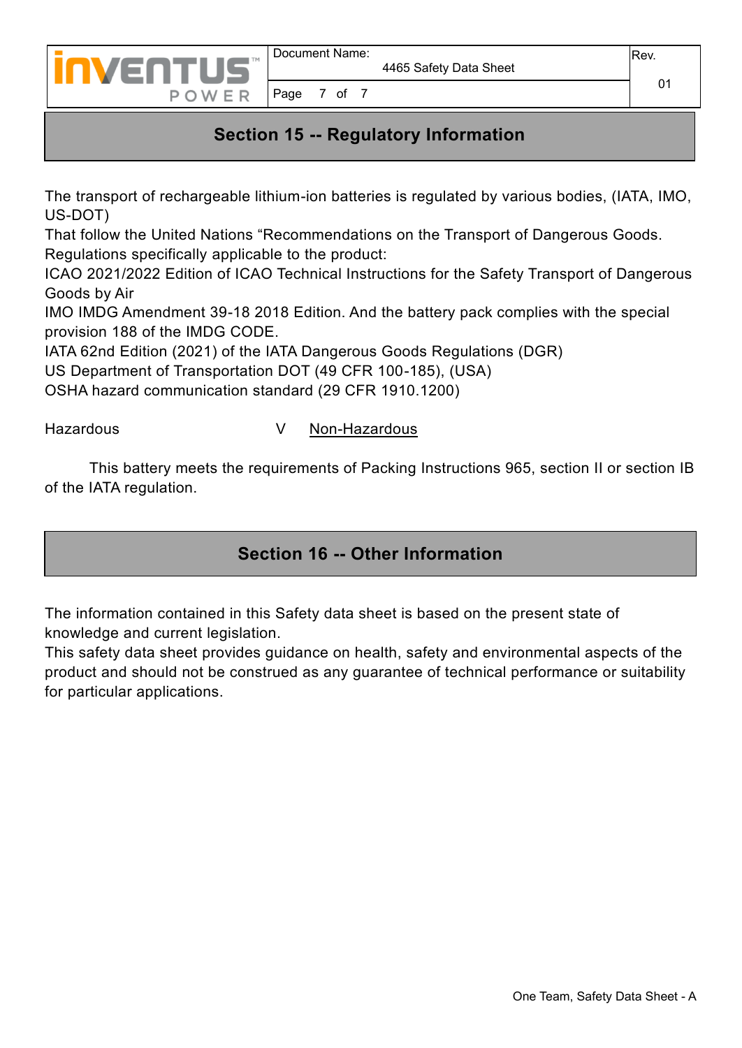## Section 15 -- Regulatory Information

The transport of rechargeable lithium-ion batteries is regulated by various bodies, (IATA, IMO, US-DOT)
That follow the United Nations “Recommendations on the Transport of Dangerous Goods.
Regulations specifically applicable to the product:
ICAO 2021/2022 Edition of ICAO Technical Instructions for the Safety Transport of Dangerous Goods by Air
IMO IMDG Amendment 39-18 2018 Edition. And the battery pack complies with the special provision 188 of the IMDG CODE.
IATA 62nd Edition (2021) of the IATA Dangerous Goods Regulations (DGR)
US Department of Transportation DOT (49 CFR 100-185), (USA)
OSHA hazard communication standard (29 CFR 1910.1200)

Hazardous V Non-Hazardous

This battery meets the requirements of Packing Instructions 965, section II or section IB of the IATA regulation.

## Section 16 -- Other Information

The information contained in this Safety data sheet is based on the present state of knowledge and current legislation.
This safety data sheet provides guidance on health, safety and environmental aspects of the product and should not be construed as any guarantee of technical performance or suitability for particular applications.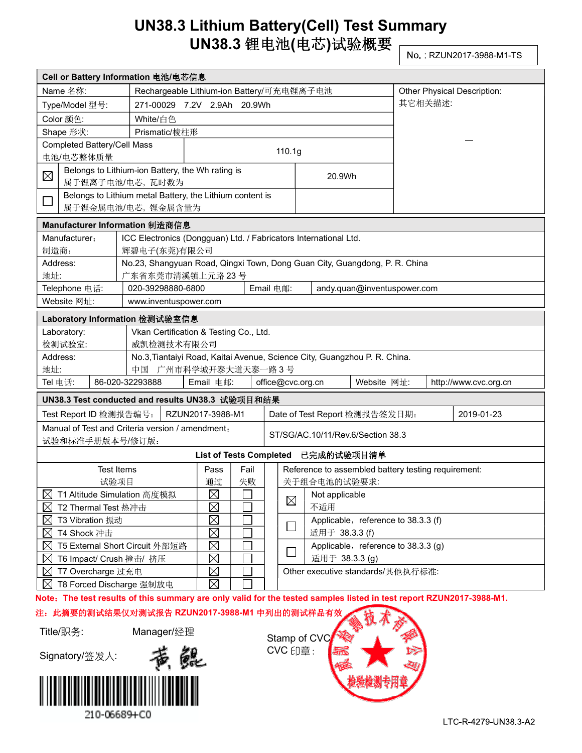# UN38.3 Lithium Battery(Cell) Test Summary
# UN38.3 锂电池(电芯)试验概要

No.：RZUN2017-3988-M1-TS

| Cell or Battery Information 电池/电芯信息 | | |
|---|---|---|
| Name 名称: | Rechargeable Lithium-ion Battery/可充电锂离子电池 | Other Physical Description: 其它相关描述: — |
| Type/Model 型号: | 271-00029 7.2V 2.9Ah 20.9Wh | |
| Color 颜色: | White/白色 | |
| Shape 形状: | Prismatic/棱柱形 | |
| Completed Battery/Cell Mass 电池/电芯整体质量 | 110.1g | |
| ☒ Belongs to Lithium-ion Battery, the Wh rating is 属于锂离子电池/电芯，瓦时数为 | 20.9Wh | |
| ☐ Belongs to Lithium metal Battery, the Lithium content is 属于锂金属电池/电芯，锂金属含量为 | | |

| Manufacturer Information 制造商信息 | | | |
|---|---|---|---|
| Manufacturer：制造商： | ICC Electronics (Dongguan) Ltd. / Fabricators International Ltd. 辉碧电子(东莞)有限公司 | | |
| Address: 地址: | No.23, Shangyuan Road, Qingxi Town, Dong Guan City, Guangdong, P. R. China 广东省东莞市清溪镇上元路 23 号 | | |
| Telephone 电话: | 020-39298880-6800 | Email 电邮: | andy.quan@inventuspower.com |
| Website 网址: | www.inventuspower.com | | |

| Laboratory Information 检测试验室信息 | | | | | |
|---|---|---|---|---|---|
| Laboratory: 检测试验室: | Vkan Certification & Testing Co., Ltd. 威凯检测技术有限公司 | | | | |
| Address: 地址: | No.3,Tiantaiyi Road, Kaitai Avenue, Science City, Guangzhou P. R. China. 中国 广州市科学城开泰大道天泰一路 3 号 | | | | |
| Tel 电话: 86-020-32293888 | Email 电邮: | office@cvc.org.cn | Website 网址: | http://www.cvc.org.cn | |

| UN38.3 Test conducted and results UN38.3 试验项目和结果 | | | |
|---|---|---|---|
| Test Report ID 检测报告编号： | RZUN2017-3988-M1 | Date of Test Report 检测报告签发日期： | 2019-01-23 |
| Manual of Test and Criteria version / amendment：试验和标准手册版本号/修订版： | | ST/SG/AC.10/11/Rev.6/Section 38.3 | |

**List of Tests Completed 已完成的试验项目清单**

| Test Items 试验项目 | Pass 通过 | Fail 失败 | Reference to assembled battery testing requirement: 关于组合电池的试验要求: |
|---|---|---|---|
| ☒ T1 Altitude Simulation 高度模拟 | ☒ | ☐ | ☒ Not applicable 不适用 |
| ☒ T2 Thermal Test 热冲击 | ☒ | ☐ | |
| ☒ T3 Vibration 振动 | ☒ | ☐ | ☐ Applicable，reference to 38.3.3 (f) 适用于 38.3.3 (f) |
| ☒ T4 Shock 冲击 | ☒ | ☐ | |
| ☒ T5 External Short Circuit 外部短路 | ☒ | ☐ | ☐ Applicable，reference to 38.3.3 (g) 适用于 38.3.3 (g) |
| ☒ T6 Impact/ Crush 撞击/ 挤压 | ☒ | ☐ | |
| ☒ T7 Overcharge 过充电 | ☒ | ☐ | Other executive standards/其他执行标准: |
| ☒ T8 Forced Discharge 强制放电 | ☒ | ☐ | |

**Note：The test results of this summary are only valid for the tested samples listed in test report RZUN2017-3988-M1.**

**注：此摘要的测试结果仅对测试报告 RZUN2017-3988-M1 中列出的测试样品有效**

Title/职务: Manager/经理

Signatory/签发人: 黄鲲

Stamp of CVC
CVC 印章:

威凯检测技术有限公司 检验检测专用章

210-06689+C0

LTC-R-4279-UN38.3-A2